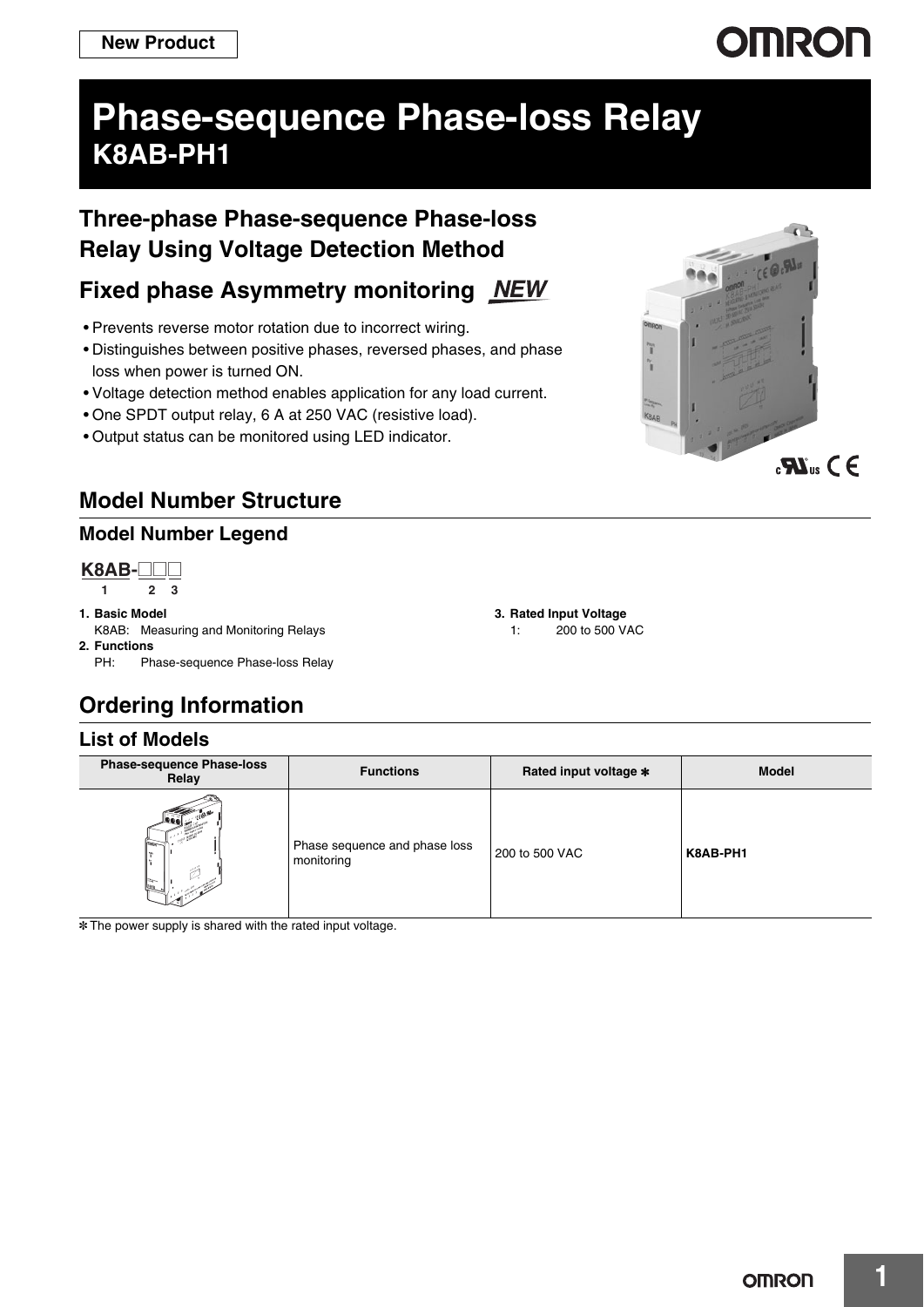New Product

# Phase-sequence Phase-loss Relay
# K8AB-PH1

## Three-phase Phase-sequence Phase-loss Relay Using Voltage Detection Method

## Fixed phase Asymmetry monitoring *NEW*

- Prevents reverse motor rotation due to incorrect wiring.
- Distinguishes between positive phases, reversed phases, and phase loss when power is turned ON.
- Voltage detection method enables application for any load current.
- One SPDT output relay, 6 A at 250 VAC (resistive load).
- Output status can be monitored using LED indicator.

## Model Number Structure

### Model Number Legend

**K8AB-□□□**

1 2 3

**1. Basic Model**
K8AB: Measuring and Monitoring Relays

**2. Functions**
PH: Phase-sequence Phase-loss Relay

**3. Rated Input Voltage**
1: 200 to 500 VAC

## Ordering Information

### List of Models

| Phase-sequence Phase-loss Relay | Functions | Rated input voltage * | Model |
|---|---|---|---|
| | Phase sequence and phase loss monitoring | 200 to 500 VAC | **K8AB-PH1** |

* The power supply is shared with the rated input voltage.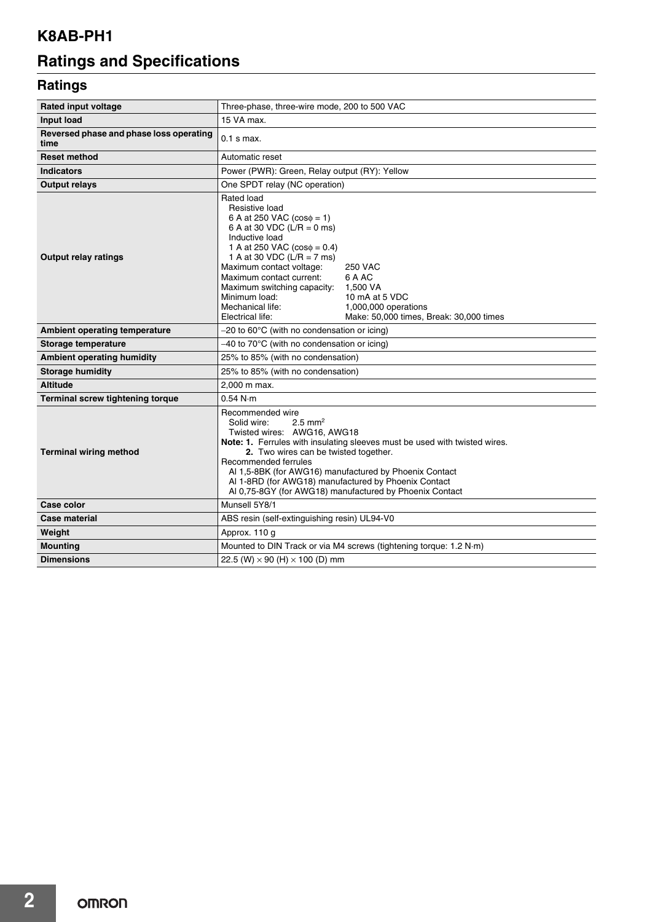# K8AB-PH1

## Ratings and Specifications

### Ratings

| | |
|---|---|
| **Rated input voltage** | Three-phase, three-wire mode, 200 to 500 VAC |
| **Input load** | 15 VA max. |
| **Reversed phase and phase loss operating time** | 0.1 s max. |
| **Reset method** | Automatic reset |
| **Indicators** | Power (PWR): Green, Relay output (RY): Yellow |
| **Output relays** | One SPDT relay (NC operation) |
| **Output relay ratings** | Rated load<br>Resistive load<br>6 A at 250 VAC (cosφ = 1)<br>6 A at 30 VDC (L/R = 0 ms)<br>Inductive load<br>1 A at 250 VAC (cosφ = 0.4)<br>1 A at 30 VDC (L/R = 7 ms)<br>Maximum contact voltage: 250 VAC<br>Maximum contact current: 6 A AC<br>Maximum switching capacity: 1,500 VA<br>Minimum load: 10 mA at 5 VDC<br>Mechanical life: 1,000,000 operations<br>Electrical life: Make: 50,000 times, Break: 30,000 times |
| **Ambient operating temperature** | −20 to 60°C (with no condensation or icing) |
| **Storage temperature** | −40 to 70°C (with no condensation or icing) |
| **Ambient operating humidity** | 25% to 85% (with no condensation) |
| **Storage humidity** | 25% to 85% (with no condensation) |
| **Altitude** | 2,000 m max. |
| **Terminal screw tightening torque** | 0.54 N·m |
| **Terminal wiring method** | Recommended wire<br>Solid wire: 2.5 mm²<br>Twisted wires: AWG16, AWG18<br>**Note: 1.** Ferrules with insulating sleeves must be used with twisted wires.<br>**2.** Two wires can be twisted together.<br>Recommended ferrules<br>AI 1,5-8BK (for AWG16) manufactured by Phoenix Contact<br>AI 1-8RD (for AWG18) manufactured by Phoenix Contact<br>AI 0,75-8GY (for AWG18) manufactured by Phoenix Contact |
| **Case color** | Munsell 5Y8/1 |
| **Case material** | ABS resin (self-extinguishing resin) UL94-V0 |
| **Weight** | Approx. 110 g |
| **Mounting** | Mounted to DIN Track or via M4 screws (tightening torque: 1.2 N·m) |
| **Dimensions** | 22.5 (W) × 90 (H) × 100 (D) mm |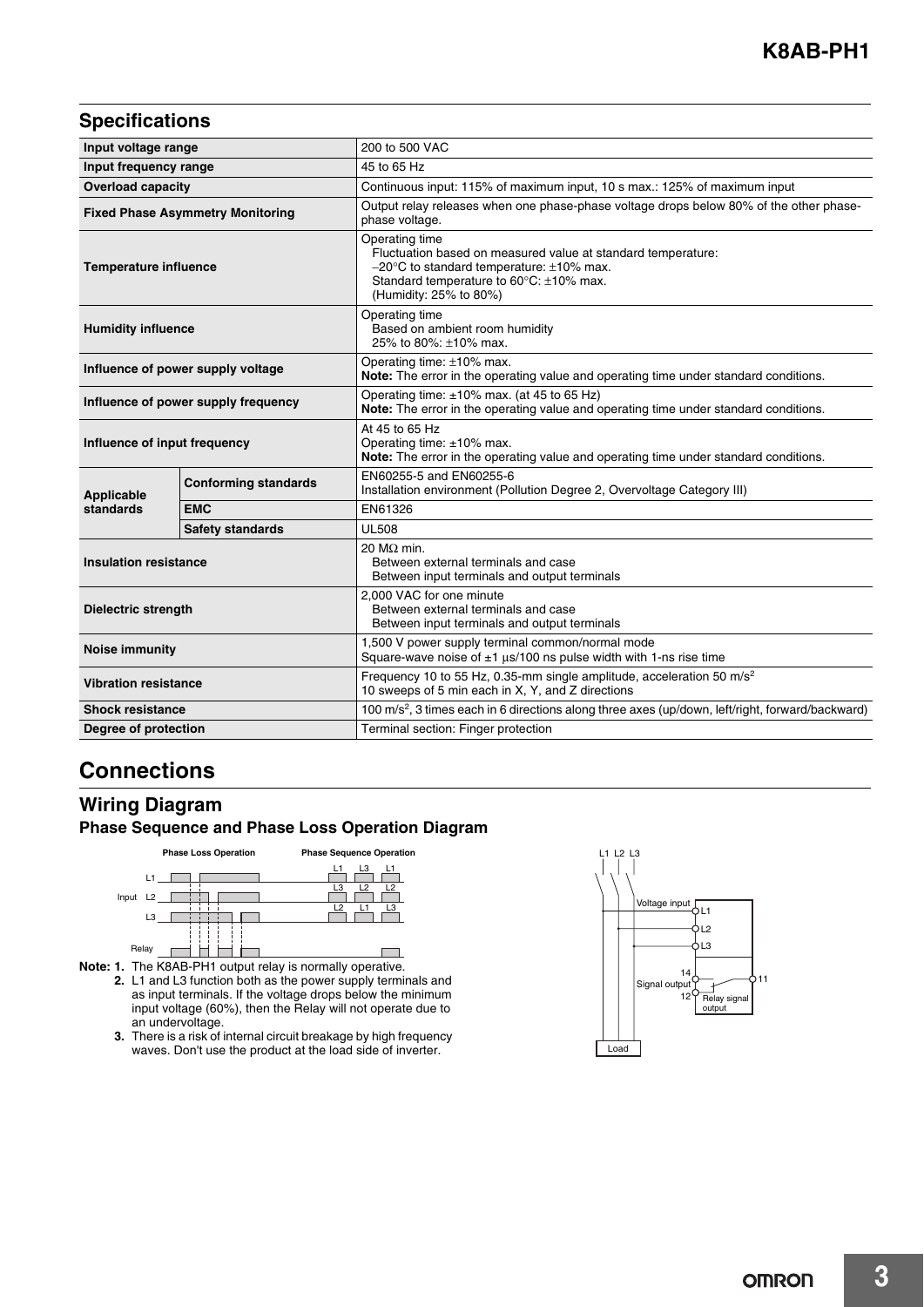## Specifications

| | | |
|---|---|---|
| **Input voltage range** | | 200 to 500 VAC |
| **Input frequency range** | | 45 to 65 Hz |
| **Overload capacity** | | Continuous input: 115% of maximum input, 10 s max.: 125% of maximum input |
| **Fixed Phase Asymmetry Monitoring** | | Output relay releases when one phase-phase voltage drops below 80% of the other phase-phase voltage. |
| **Temperature influence** | | Operating time<br>Fluctuation based on measured value at standard temperature:<br>−20°C to standard temperature: ±10% max.<br>Standard temperature to 60°C: ±10% max.<br>(Humidity: 25% to 80%) |
| **Humidity influence** | | Operating time<br>Based on ambient room humidity<br>25% to 80%: ±10% max. |
| **Influence of power supply voltage** | | Operating time: ±10% max.<br>**Note:** The error in the operating value and operating time under standard conditions. |
| **Influence of power supply frequency** | | Operating time: ±10% max. (at 45 to 65 Hz)<br>**Note:** The error in the operating value and operating time under standard conditions. |
| **Influence of input frequency** | | At 45 to 65 Hz<br>Operating time: ±10% max.<br>**Note:** The error in the operating value and operating time under standard conditions. |
| **Applicable standards** | **Conforming standards** | EN60255-5 and EN60255-6<br>Installation environment (Pollution Degree 2, Overvoltage Category III) |
| | **EMC** | EN61326 |
| | **Safety standards** | UL508 |
| **Insulation resistance** | | 20 MΩ min.<br>Between external terminals and case<br>Between input terminals and output terminals |
| **Dielectric strength** | | 2,000 VAC for one minute<br>Between external terminals and case<br>Between input terminals and output terminals |
| **Noise immunity** | | 1,500 V power supply terminal common/normal mode<br>Square-wave noise of ±1 μs/100 ns pulse width with 1-ns rise time |
| **Vibration resistance** | | Frequency 10 to 55 Hz, 0.35-mm single amplitude, acceleration 50 m/s$^2$<br>10 sweeps of 5 min each in X, Y, and Z directions |
| **Shock resistance** | | 100 m/s$^2$, 3 times each in 6 directions along three axes (up/down, left/right, forward/backward) |
| **Degree of protection** | | Terminal section: Finger protection |

# Connections

## Wiring Diagram

### Phase Sequence and Phase Loss Operation Diagram

Phase Loss Operation    Phase Sequence Operation

Input L1 L2 L3

Relay

**Note: 1.** The K8AB-PH1 output relay is normally operative.

**2.** L1 and L3 function both as the power supply terminals and as input terminals. If the voltage drops below the minimum input voltage (60%), then the Relay will not operate due to an undervoltage.

**3.** There is a risk of internal circuit breakage by high frequency waves. Don't use the product at the load side of inverter.

L1 L2 L3 · Voltage input L1 L2 L3 · Signal output 14 12 11 · Relay signal output · Load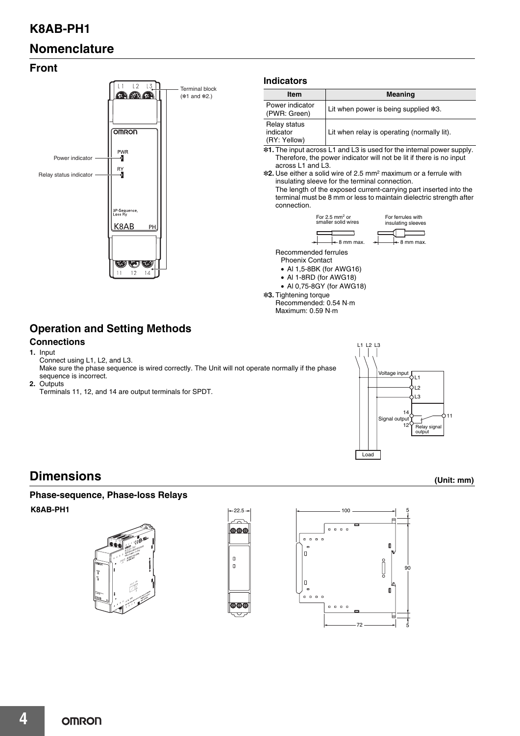# K8AB-PH1

## Nomenclature

### Front

Terminal block (*1 and *2.)

Power indicator

Relay status indicator

### Indicators

| Item | Meaning |
|---|---|
| Power indicator (PWR: Green) | Lit when power is being supplied *3. |
| Relay status indicator (RY: Yellow) | Lit when relay is operating (normally lit). |

*1. The input across L1 and L3 is used for the internal power supply. Therefore, the power indicator will not be lit if there is no input across L1 and L3.

*2. Use either a solid wire of 2.5 mm² maximum or a ferrule with insulating sleeve for the terminal connection.
The length of the exposed current-carrying part inserted into the terminal must be 8 mm or less to maintain dielectric strength after connection.

For 2.5 mm² or smaller solid wires — 8 mm max.
For ferrules with insulating sleeves — 8 mm max.

Recommended ferrules
Phoenix Contact
- AI 1,5-8BK (for AWG16)
- AI 1-8RD (for AWG18)
- AI 0,75-8GY (for AWG18)

*3. Tightening torque
Recommended: 0.54 N·m
Maximum: 0.59 N·m

## Operation and Setting Methods

### Connections

1. Input
   Connect using L1, L2, and L3.
   Make sure the phase sequence is wired correctly. The Unit will not operate normally if the phase sequence is incorrect.
2. Outputs
   Terminals 11, 12, and 14 are output terminals for SPDT.

# Dimensions

(Unit: mm)

### Phase-sequence, Phase-loss Relays

**K8AB-PH1**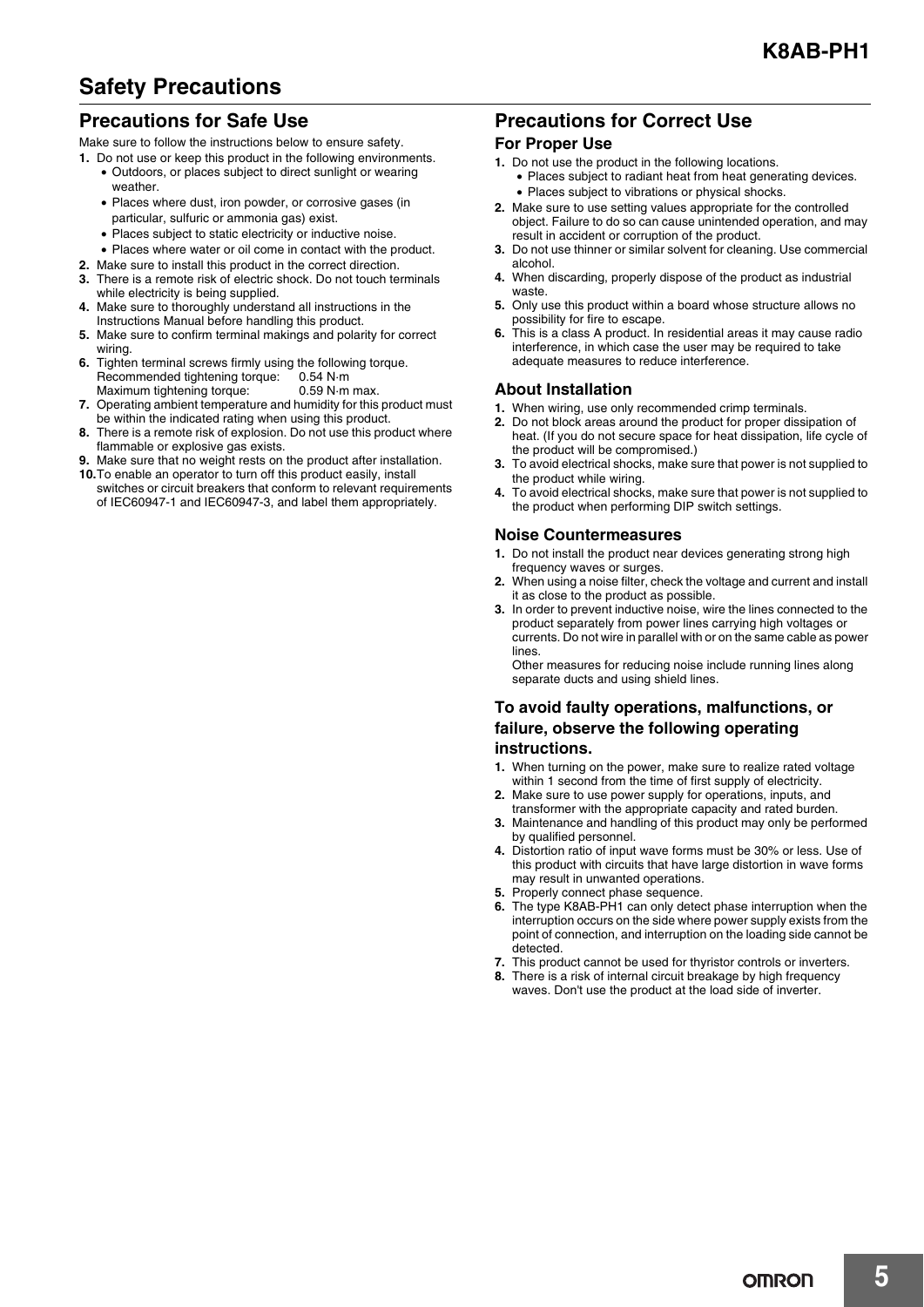# Safety Precautions

## Precautions for Safe Use

Make sure to follow the instructions below to ensure safety.

1. Do not use or keep this product in the following environments.
   - Outdoors, or places subject to direct sunlight or wearing weather.
   - Places where dust, iron powder, or corrosive gases (in particular, sulfuric or ammonia gas) exist.
   - Places subject to static electricity or inductive noise.
   - Places where water or oil come in contact with the product.
2. Make sure to install this product in the correct direction.
3. There is a remote risk of electric shock. Do not touch terminals while electricity is being supplied.
4. Make sure to thoroughly understand all instructions in the Instructions Manual before handling this product.
5. Make sure to confirm terminal makings and polarity for correct wiring.
6. Tighten terminal screws firmly using the following torque.
   Recommended tightening torque: 0.54 N·m
   Maximum tightening torque: 0.59 N·m max.
7. Operating ambient temperature and humidity for this product must be within the indicated rating when using this product.
8. There is a remote risk of explosion. Do not use this product where flammable or explosive gas exists.
9. Make sure that no weight rests on the product after installation.
10. To enable an operator to turn off this product easily, install switches or circuit breakers that conform to relevant requirements of IEC60947-1 and IEC60947-3, and label them appropriately.

## Precautions for Correct Use

### For Proper Use

1. Do not use the product in the following locations.
   - Places subject to radiant heat from heat generating devices.
   - Places subject to vibrations or physical shocks.
2. Make sure to use setting values appropriate for the controlled object. Failure to do so can cause unintended operation, and may result in accident or corruption of the product.
3. Do not use thinner or similar solvent for cleaning. Use commercial alcohol.
4. When discarding, properly dispose of the product as industrial waste.
5. Only use this product within a board whose structure allows no possibility for fire to escape.
6. This is a class A product. In residential areas it may cause radio interference, in which case the user may be required to take adequate measures to reduce interference.

### About Installation

1. When wiring, use only recommended crimp terminals.
2. Do not block areas around the product for proper dissipation of heat. (If you do not secure space for heat dissipation, life cycle of the product will be compromised.)
3. To avoid electrical shocks, make sure that power is not supplied to the product while wiring.
4. To avoid electrical shocks, make sure that power is not supplied to the product when performing DIP switch settings.

### Noise Countermeasures

1. Do not install the product near devices generating strong high frequency waves or surges.
2. When using a noise filter, check the voltage and current and install it as close to the product as possible.
3. In order to prevent inductive noise, wire the lines connected to the product separately from power lines carrying high voltages or currents. Do not wire in parallel with or on the same cable as power lines.
   Other measures for reducing noise include running lines along separate ducts and using shield lines.

### To avoid faulty operations, malfunctions, or failure, observe the following operating instructions.

1. When turning on the power, make sure to realize rated voltage within 1 second from the time of first supply of electricity.
2. Make sure to use power supply for operations, inputs, and transformer with the appropriate capacity and rated burden.
3. Maintenance and handling of this product may only be performed by qualified personnel.
4. Distortion ratio of input wave forms must be 30% or less. Use of this product with circuits that have large distortion in wave forms may result in unwanted operations.
5. Properly connect phase sequence.
6. The type K8AB-PH1 can only detect phase interruption when the interruption occurs on the side where power supply exists from the point of connection, and interruption on the loading side cannot be detected.
7. This product cannot be used for thyristor controls or inverters.
8. There is a risk of internal circuit breakage by high frequency waves. Don't use the product at the load side of inverter.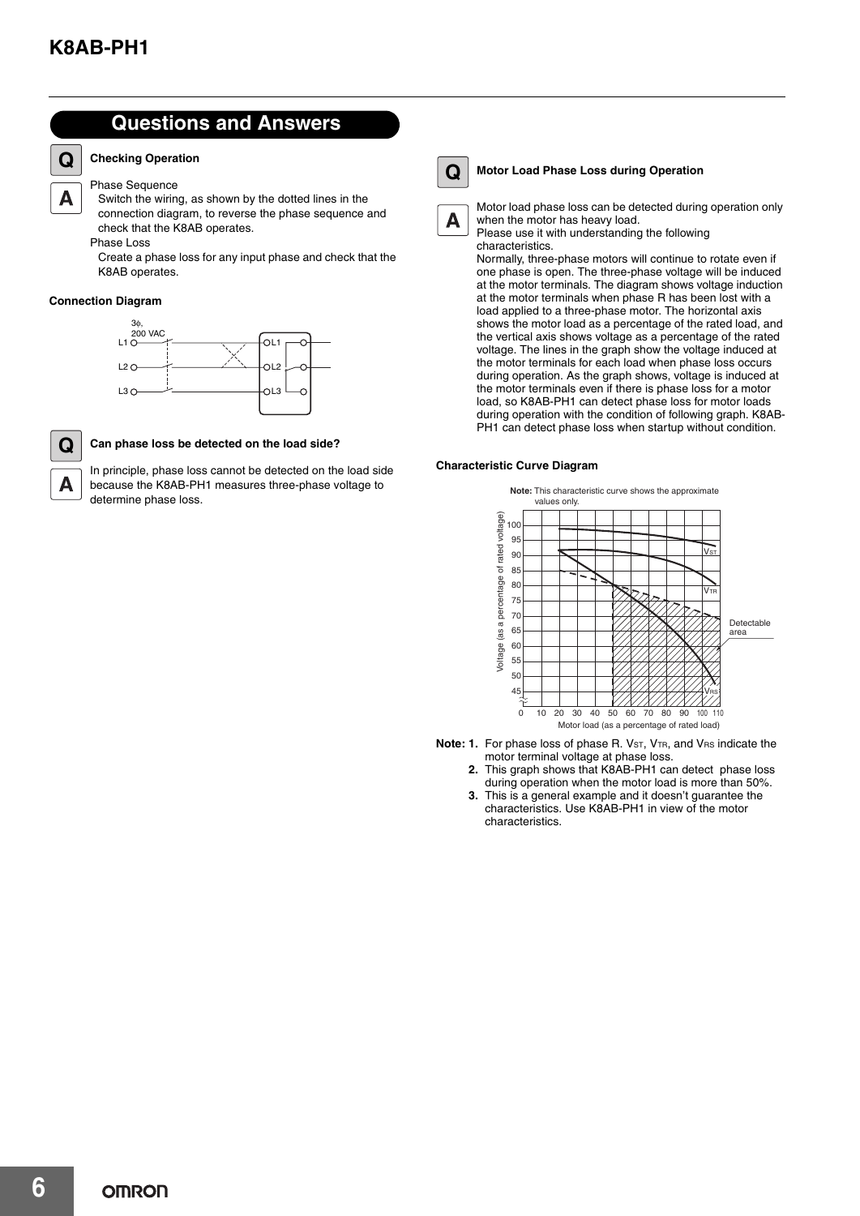## Questions and Answers

**Q** **Checking Operation**

**A** Phase Sequence

Switch the wiring, as shown by the dotted lines in the connection diagram, to reverse the phase sequence and check that the K8AB operates.

Phase Loss

Create a phase loss for any input phase and check that the K8AB operates.

**Connection Diagram**

**Q** **Can phase loss be detected on the load side?**

**A** In principle, phase loss cannot be detected on the load side because the K8AB-PH1 measures three-phase voltage to determine phase loss.

**Q** **Motor Load Phase Loss during Operation**

**A** Motor load phase loss can be detected during operation only when the motor has heavy load.

Please use it with understanding the following characteristics.

Normally, three-phase motors will continue to rotate even if one phase is open. The three-phase voltage will be induced at the motor terminals. The diagram shows voltage induction at the motor terminals when phase R has been lost with a load applied to a three-phase motor. The horizontal axis shows the motor load as a percentage of the rated load, and the vertical axis shows voltage as a percentage of the rated voltage. The lines in the graph show the voltage induced at the motor terminals for each load when phase loss occurs during operation. As the graph shows, voltage is induced at the motor terminals even if there is phase loss for a motor load, so K8AB-PH1 can detect phase loss for motor loads during operation with the condition of following graph. K8AB-PH1 can detect phase loss when startup without condition.

**Characteristic Curve Diagram**

**Note:** This characteristic curve shows the approximate values only.

**Note: 1.** For phase loss of phase R. $V_{ST}$, $V_{TR}$, and $V_{RS}$ indicate the motor terminal voltage at phase loss.

**2.** This graph shows that K8AB-PH1 can detect phase loss during operation when the motor load is more than 50%.

**3.** This is a general example and it doesn't guarantee the characteristics. Use K8AB-PH1 in view of the motor characteristics.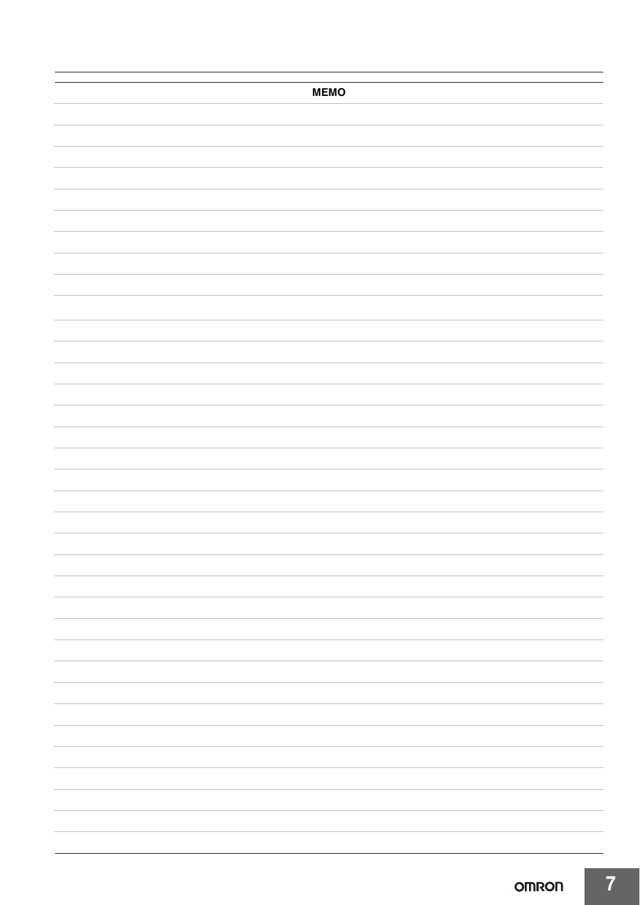**MEMO**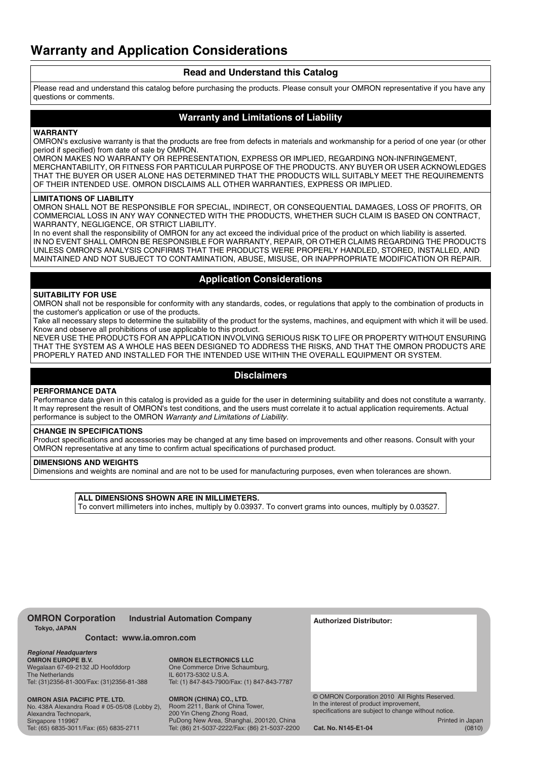# Warranty and Application Considerations

## Read and Understand this Catalog

Please read and understand this catalog before purchasing the products. Please consult your OMRON representative if you have any questions or comments.

## Warranty and Limitations of Liability

**WARRANTY**

OMRON's exclusive warranty is that the products are free from defects in materials and workmanship for a period of one year (or other period if specified) from date of sale by OMRON.

OMRON MAKES NO WARRANTY OR REPRESENTATION, EXPRESS OR IMPLIED, REGARDING NON-INFRINGEMENT, MERCHANTABILITY, OR FITNESS FOR PARTICULAR PURPOSE OF THE PRODUCTS. ANY BUYER OR USER ACKNOWLEDGES THAT THE BUYER OR USER ALONE HAS DETERMINED THAT THE PRODUCTS WILL SUITABLY MEET THE REQUIREMENTS OF THEIR INTENDED USE. OMRON DISCLAIMS ALL OTHER WARRANTIES, EXPRESS OR IMPLIED.

**LIMITATIONS OF LIABILITY**

OMRON SHALL NOT BE RESPONSIBLE FOR SPECIAL, INDIRECT, OR CONSEQUENTIAL DAMAGES, LOSS OF PROFITS, OR COMMERCIAL LOSS IN ANY WAY CONNECTED WITH THE PRODUCTS, WHETHER SUCH CLAIM IS BASED ON CONTRACT, WARRANTY, NEGLIGENCE, OR STRICT LIABILITY.

In no event shall the responsibility of OMRON for any act exceed the individual price of the product on which liability is asserted.

IN NO EVENT SHALL OMRON BE RESPONSIBLE FOR WARRANTY, REPAIR, OR OTHER CLAIMS REGARDING THE PRODUCTS UNLESS OMRON'S ANALYSIS CONFIRMS THAT THE PRODUCTS WERE PROPERLY HANDLED, STORED, INSTALLED, AND MAINTAINED AND NOT SUBJECT TO CONTAMINATION, ABUSE, MISUSE, OR INAPPROPRIATE MODIFICATION OR REPAIR.

## Application Considerations

**SUITABILITY FOR USE**

OMRON shall not be responsible for conformity with any standards, codes, or regulations that apply to the combination of products in the customer's application or use of the products.

Take all necessary steps to determine the suitability of the product for the systems, machines, and equipment with which it will be used. Know and observe all prohibitions of use applicable to this product.

NEVER USE THE PRODUCTS FOR AN APPLICATION INVOLVING SERIOUS RISK TO LIFE OR PROPERTY WITHOUT ENSURING THAT THE SYSTEM AS A WHOLE HAS BEEN DESIGNED TO ADDRESS THE RISKS, AND THAT THE OMRON PRODUCTS ARE PROPERLY RATED AND INSTALLED FOR THE INTENDED USE WITHIN THE OVERALL EQUIPMENT OR SYSTEM.

## Disclaimers

**PERFORMANCE DATA**

Performance data given in this catalog is provided as a guide for the user in determining suitability and does not constitute a warranty. It may represent the result of OMRON's test conditions, and the users must correlate it to actual application requirements. Actual performance is subject to the OMRON *Warranty and Limitations of Liability*.

**CHANGE IN SPECIFICATIONS**

Product specifications and accessories may be changed at any time based on improvements and other reasons. Consult with your OMRON representative at any time to confirm actual specifications of purchased product.

**DIMENSIONS AND WEIGHTS**

Dimensions and weights are nominal and are not to be used for manufacturing purposes, even when tolerances are shown.

**ALL DIMENSIONS SHOWN ARE IN MILLIMETERS.**
To convert millimeters into inches, multiply by 0.03937. To convert grams into ounces, multiply by 0.03527.

**OMRON Corporation** **Industrial Automation Company**
**Tokyo, JAPAN**

**Contact: www.ia.omron.com**

***Regional Headquarters***

**OMRON EUROPE B.V.**
Wegalaan 67-69-2132 JD Hoofddorp
The Netherlands
Tel: (31)2356-81-300/Fax: (31)2356-81-388

**OMRON ELECTRONICS LLC**
One Commerce Drive Schaumburg,
IL 60173-5302 U.S.A.
Tel: (1) 847-843-7900/Fax: (1) 847-843-7787

**OMRON ASIA PACIFIC PTE. LTD.**
No. 438A Alexandra Road # 05-05/08 (Lobby 2),
Alexandra Technopark,
Singapore 119967
Tel: (65) 6835-3011/Fax: (65) 6835-2711

**OMRON (CHINA) CO., LTD.**
Room 2211, Bank of China Tower,
200 Yin Cheng Zhong Road,
PuDong New Area, Shanghai, 200120, China
Tel: (86) 21-5037-2222/Fax: (86) 21-5037-2200

**Authorized Distributor:**

© OMRON Corporation 2010 All Rights Reserved.
In the interest of product improvement,
specifications are subject to change without notice.

Printed in Japan
(0810)

**Cat. No. N145-E1-04**